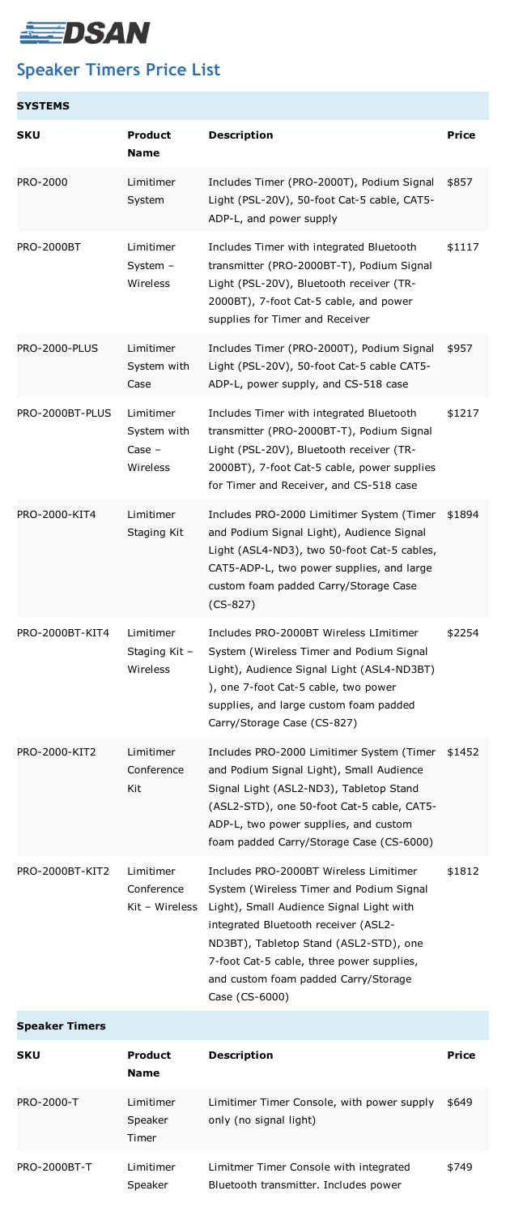# DSAN

## Speaker Timers Price List

| **SYSTEMS** | | | |
|---|---|---|---|
| **SKU** | **Product Name** | **Description** | **Price** |
| PRO-2000 | Limitimer System | Includes Timer (PRO-2000T), Podium Signal Light (PSL-20V), 50-foot Cat-5 cable, CAT5-ADP-L, and power supply | $857 |
| PRO-2000BT | Limitimer System – Wireless | Includes Timer with integrated Bluetooth transmitter (PRO-2000BT-T), Podium Signal Light (PSL-20V), Bluetooth receiver (TR-2000BT), 7-foot Cat-5 cable, and power supplies for Timer and Receiver | $1117 |
| PRO-2000-PLUS | Limitimer System with Case | Includes Timer (PRO-2000T), Podium Signal Light (PSL-20V), 50-foot Cat-5 cable CAT5-ADP-L, power supply, and CS-518 case | $957 |
| PRO-2000BT-PLUS | Limitimer System with Case – Wireless | Includes Timer with integrated Bluetooth transmitter (PRO-2000BT-T), Podium Signal Light (PSL-20V), Bluetooth receiver (TR-2000BT), 7-foot Cat-5 cable, power supplies for Timer and Receiver, and CS-518 case | $1217 |
| PRO-2000-KIT4 | Limitimer Staging Kit | Includes PRO-2000 Limitimer System (Timer and Podium Signal Light), Audience Signal Light (ASL4-ND3), two 50-foot Cat-5 cables, CAT5-ADP-L, two power supplies, and large custom foam padded Carry/Storage Case (CS-827) | $1894 |
| PRO-2000BT-KIT4 | Limitimer Staging Kit – Wireless | Includes PRO-2000BT Wireless LImitimer System (Wireless Timer and Podium Signal Light), Audience Signal Light (ASL4-ND3BT) ), one 7-foot Cat-5 cable, two power supplies, and large custom foam padded Carry/Storage Case (CS-827) | $2254 |
| PRO-2000-KIT2 | Limitimer Conference Kit | Includes PRO-2000 Limitimer System (Timer and Podium Signal Light), Small Audience Signal Light (ASL2-ND3), Tabletop Stand (ASL2-STD), one 50-foot Cat-5 cable, CAT5-ADP-L, two power supplies, and custom foam padded Carry/Storage Case (CS-6000) | $1452 |
| PRO-2000BT-KIT2 | Limitimer Conference Kit – Wireless | Includes PRO-2000BT Wireless Limitimer System (Wireless Timer and Podium Signal Light), Small Audience Signal Light with integrated Bluetooth receiver (ASL2-ND3BT), Tabletop Stand (ASL2-STD), one 7-foot Cat-5 cable, three power supplies, and custom foam padded Carry/Storage Case (CS-6000) | $1812 |

| **Speaker Timers** | | | |
|---|---|---|---|
| **SKU** | **Product Name** | **Description** | **Price** |
| PRO-2000-T | Limitimer Speaker Timer | Limitimer Timer Console, with power supply only (no signal light) | $649 |
| PRO-2000BT-T | Limitimer Speaker | Limitmer Timer Console with integrated Bluetooth transmitter. Includes power | $749 |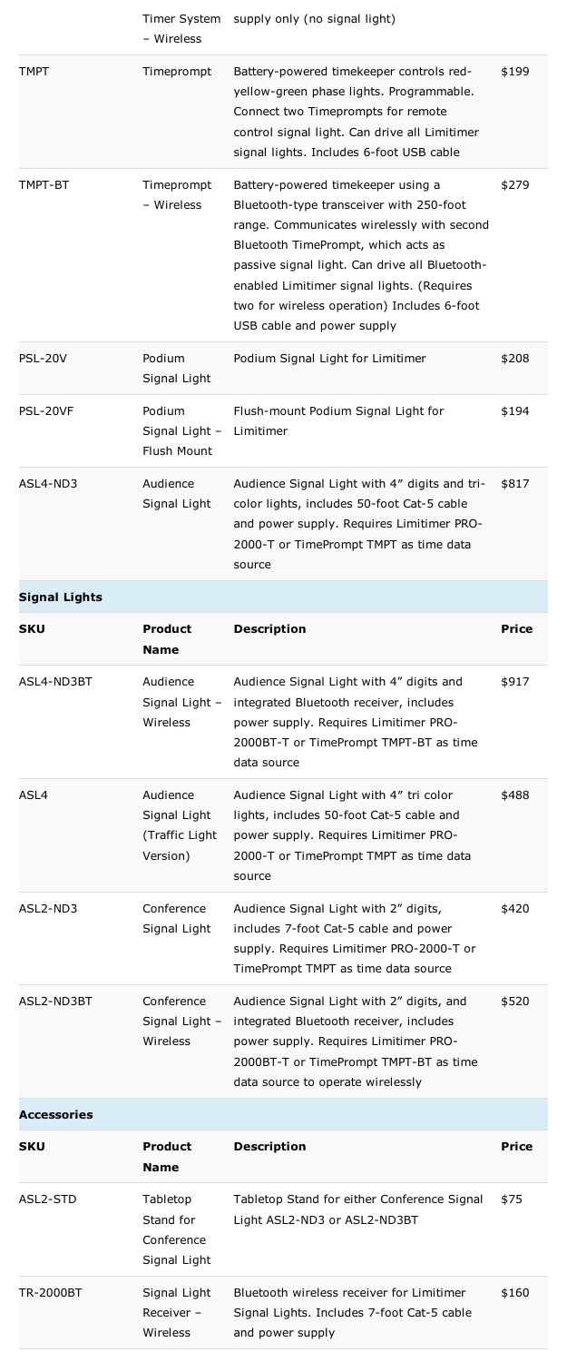| | Timer System – Wireless | supply only (no signal light) | |
|---|---|---|---|
| TMPT | Timeprompt | Battery-powered timekeeper controls red-yellow-green phase lights. Programmable. Connect two Timeprompts for remote control signal light. Can drive all Limitimer signal lights. Includes 6-foot USB cable | $199 |
| TMPT-BT | Timeprompt – Wireless | Battery-powered timekeeper using a Bluetooth-type transceiver with 250-foot range. Communicates wirelessly with second Bluetooth TimePrompt, which acts as passive signal light. Can drive all Bluetooth-enabled Limitimer signal lights. (Requires two for wireless operation) Includes 6-foot USB cable and power supply | $279 |
| PSL-20V | Podium Signal Light | Podium Signal Light for Limitimer | $208 |
| PSL-20VF | Podium Signal Light – Flush Mount | Flush-mount Podium Signal Light for Limitimer | $194 |
| ASL4-ND3 | Audience Signal Light | Audience Signal Light with 4″ digits and tri-color lights, includes 50-foot Cat-5 cable and power supply. Requires Limitimer PRO-2000-T or TimePrompt TMPT as time data source | $817 |

**Signal Lights**

| SKU | Product Name | Description | Price |
|---|---|---|---|
| ASL4-ND3BT | Audience Signal Light – Wireless | Audience Signal Light with 4″ digits and integrated Bluetooth receiver, includes power supply. Requires Limitimer PRO-2000BT-T or TimePrompt TMPT-BT as time data source | $917 |
| ASL4 | Audience Signal Light (Traffic Light Version) | Audience Signal Light with 4″ tri color lights, includes 50-foot Cat-5 cable and power supply. Requires Limitimer PRO-2000-T or TimePrompt TMPT as time data source | $488 |
| ASL2-ND3 | Conference Signal Light | Audience Signal Light with 2″ digits, includes 7-foot Cat-5 cable and power supply. Requires Limitimer PRO-2000-T or TimePrompt TMPT as time data source | $420 |
| ASL2-ND3BT | Conference Signal Light – Wireless | Audience Signal Light with 2″ digits, and integrated Bluetooth receiver, includes power supply. Requires Limitimer PRO-2000BT-T or TimePrompt TMPT-BT as time data source to operate wirelessly | $520 |

**Accessories**

| SKU | Product Name | Description | Price |
|---|---|---|---|
| ASL2-STD | Tabletop Stand for Conference Signal Light | Tabletop Stand for either Conference Signal Light ASL2-ND3 or ASL2-ND3BT | $75 |
| TR-2000BT | Signal Light Receiver – Wireless | Bluetooth wireless receiver for Limitimer Signal Lights. Includes 7-foot Cat-5 cable and power supply | $160 |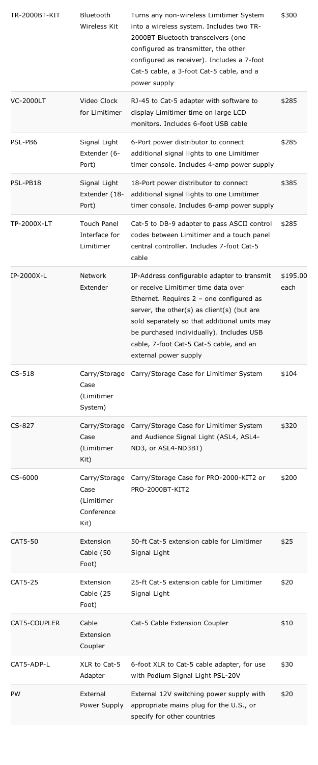| | | | |
|---|---|---|---|
| TR-2000BT-KIT | Bluetooth Wireless Kit | Turns any non-wireless Limitimer System into a wireless system. Includes two TR-2000BT Bluetooth transceivers (one configured as transmitter, the other configured as receiver). Includes a 7-foot Cat-5 cable, a 3-foot Cat-5 cable, and a power supply | $300 |
| VC-2000LT | Video Clock for Limitimer | RJ-45 to Cat-5 adapter with software to display Limitimer time on large LCD monitors. Includes 6-foot USB cable | $285 |
| PSL-PB6 | Signal Light Extender (6-Port) | 6-Port power distributor to connect additional signal lights to one Limitimer timer console. Includes 4-amp power supply | $285 |
| PSL-PB18 | Signal Light Extender (18-Port) | 18-Port power distributor to connect additional signal lights to one Limitimer timer console. Includes 6-amp power supply | $385 |
| TP-2000X-LT | Touch Panel Interface for Limitimer | Cat-5 to DB-9 adapter to pass ASCII control codes between Limitimer and a touch panel central controller. Includes 7-foot Cat-5 cable | $285 |
| IP-2000X-L | Network Extender | IP-Address configurable adapter to transmit or receive Limitimer time data over Ethernet. Requires 2 – one configured as server, the other(s) as client(s) (but are sold separately so that additional units may be purchased individually). Includes USB cable, 7-foot Cat-5 Cat-5 cable, and an external power supply | $195.00 each |
| CS-518 | Carry/Storage Case (Limitimer System) | Carry/Storage Case for Limitimer System | $104 |
| CS-827 | Carry/Storage Case (Limitimer Kit) | Carry/Storage Case for Limitimer System and Audience Signal Light (ASL4, ASL4-ND3, or ASL4-ND3BT) | $320 |
| CS-6000 | Carry/Storage Case (Limitimer Conference Kit) | Carry/Storage Case for PRO-2000-KIT2 or PRO-2000BT-KIT2 | $200 |
| CAT5-50 | Extension Cable (50 Foot) | 50-ft Cat-5 extension cable for Limitimer Signal Light | $25 |
| CAT5-25 | Extension Cable (25 Foot) | 25-ft Cat-5 extension cable for Limitimer Signal Light | $20 |
| CAT5-COUPLER | Cable Extension Coupler | Cat-5 Cable Extension Coupler | $10 |
| CAT5-ADP-L | XLR to Cat-5 Adapter | 6-foot XLR to Cat-5 cable adapter, for use with Podium Signal Light PSL-20V | $30 |
| PW | External Power Supply | External 12V switching power supply with appropriate mains plug for the U.S., or specify for other countries | $20 |